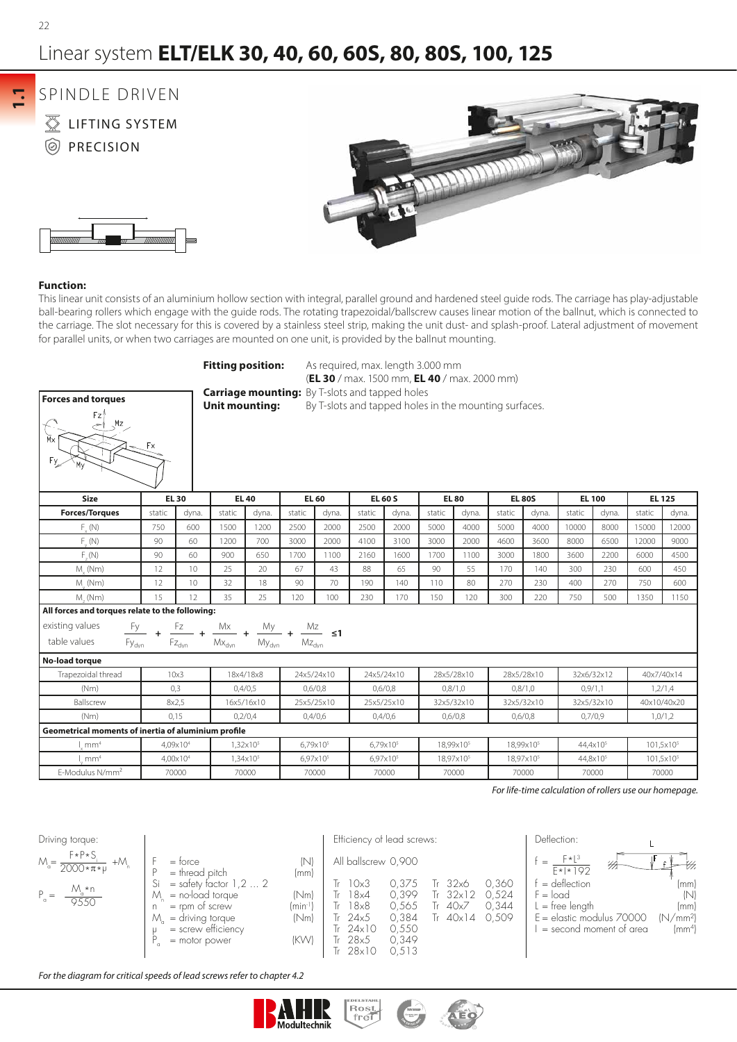# Linear system **ELT/ELK 30, 40, 60, 60S, 80, 80S, 100, 125**

1.1

## SPINDLE DRIVEN

LIFTING SYSTEM

PRECISION

**Function:**

This linear unit consists of an aluminium hollow section with integral, parallel ground and hardened steel guide rods. The carriage has play-adjustable ball-bearing rollers which engage with the guide rods. The rotating trapezoidal/ballscrew causes linear motion of the ballnut, which is connected to the carriage. The slot necessary for this is covered by a stainless steel strip, making the unit dust- and splash-proof. Lateral adjustment of movement for parallel units, or when two carriages are mounted on one unit, is provided by the ballnut mounting.

**Fitting position:** As required, max. length 3.000 mm (**EL 30** / max. 1500 mm, **EL 40** / max. 2000 mm)

**Carriage mounting:** By T-slots and tapped holes

**Unit mounting:** By T-slots and tapped holes in the mounting surfaces.

**Forces and torques**

| Size | EL 30 | | EL 40 | | EL 60 | | EL 60 S | | EL 80 | | EL 80S | | EL 100 | | EL 125 | |
|---|---|---|---|---|---|---|---|---|---|---|---|---|---|---|---|---|
| **Forces/Torques** | static | dyna. | static | dyna. | static | dyna. | static | dyna. | static | dyna. | static | dyna. | static | dyna. | static | dyna. |
| $F_x$ (N) | 750 | 600 | 1500 | 1200 | 2500 | 2000 | 2500 | 2000 | 5000 | 4000 | 5000 | 4000 | 10000 | 8000 | 15000 | 12000 |
| $F_y$ (N) | 90 | 60 | 1200 | 700 | 3000 | 2000 | 4100 | 3100 | 3000 | 2000 | 4600 | 3600 | 8000 | 6500 | 12000 | 9000 |
| $F_z$ (N) | 90 | 60 | 900 | 650 | 1700 | 1100 | 2160 | 1600 | 1700 | 1100 | 3000 | 1800 | 3600 | 2200 | 6000 | 4500 |
| $M_x$ (Nm) | 12 | 10 | 25 | 20 | 67 | 43 | 88 | 65 | 90 | 55 | 170 | 140 | 300 | 230 | 600 | 450 |
| $M_y$ (Nm) | 12 | 10 | 32 | 18 | 90 | 70 | 190 | 140 | 110 | 80 | 270 | 230 | 400 | 270 | 750 | 600 |
| $M_z$ (Nm) | 15 | 12 | 35 | 25 | 120 | 100 | 230 | 170 | 150 | 120 | 300 | 220 | 750 | 500 | 1350 | 1150 |

**All forces and torques relate to the following:**

existing values / table values

$$\frac{Fy}{Fy_{dyn}} + \frac{Fz}{Fz_{dyn}} + \frac{Mx}{Mx_{dyn}} + \frac{My}{My_{dyn}} + \frac{Mz}{Mz_{dyn}} \leq 1$$

**No-load torque**

| | EL 30 | EL 40 | EL 60 | EL 60 S | EL 80 | EL 80S | EL 100 | EL 125 |
|---|---|---|---|---|---|---|---|---|
| Trapezoidal thread | 10x3 | 18x4/18x8 | 24x5/24x10 | 24x5/24x10 | 28x5/28x10 | 28x5/28x10 | 32x6/32x12 | 40x7/40x14 |
| (Nm) | 0,3 | 0,4/0,5 | 0,6/0,8 | 0,6/0,8 | 0,8/1,0 | 0,8/1,0 | 0,9/1,1 | 1,2/1,4 |
| Ballscrew | 8x2,5 | 16x5/16x10 | 25x5/25x10 | 25x5/25x10 | 32x5/32x10 | 32x5/32x10 | 32x5/32x10 | 40x10/40x20 |
| (Nm) | 0,15 | 0,2/0,4 | 0,4/0,6 | 0,4/0,6 | 0,6/0,8 | 0,6/0,8 | 0,7/0,9 | 1,0/1,2 |

**Geometrical moments of inertia of aluminium profile**

| | EL 30 | EL 40 | EL 60 | EL 60 S | EL 80 | EL 80S | EL 100 | EL 125 |
|---|---|---|---|---|---|---|---|---|
| $I_x$ mm⁴ | $4{,}09 \times 10^4$ | $1{,}32 \times 10^5$ | $6{,}79 \times 10^5$ | $6{,}79 \times 10^5$ | $18{,}99 \times 10^5$ | $18{,}99 \times 10^5$ | $44{,}4 \times 10^5$ | $101{,}5 \times 10^5$ |
| $I_y$ mm⁴ | $4{,}00 \times 10^4$ | $1{,}34 \times 10^5$ | $6{,}97 \times 10^5$ | $6{,}97 \times 10^5$ | $18{,}97 \times 10^5$ | $18{,}97 \times 10^5$ | $44{,}8 \times 10^5$ | $101{,}5 \times 10^5$ |
| E-Modulus N/mm² | 70000 | 70000 | 70000 | 70000 | 70000 | 70000 | 70000 | 70000 |

*For life-time calculation of rollers use our homepage.*

Driving torque:

$$M_a = \frac{F * P * S_i}{2000 * \pi * \mu} + M_n$$

$$P_a = \frac{M_a * n}{9550}$$

| | | |
|---|---|---|
| F | = force | (N) |
| P | = thread pitch | (mm) |
| Si | = safety factor 1,2 … 2 | |
| $M_n$ | = no-load torque | (Nm) |
| n | = rpm of screw | (min⁻¹) |
| $M_a$ | = driving torque | (Nm) |
| μ | = screw efficiency | |
| $P_a$ | = motor power | (KW) |

Efficiency of lead screws:

All ballscrew 0,900

| | | | |
|---|---|---|---|
| Tr 10x3 | 0,375 | Tr 32x6 | 0,360 |
| Tr 18x4 | 0,399 | Tr 32x12 | 0,524 |
| Tr 18x8 | 0,565 | Tr 40x7 | 0,344 |
| Tr 24x5 | 0,384 | Tr 40x14 | 0,509 |
| Tr 24x10 | 0,550 | | |
| Tr 28x5 | 0,349 | | |
| Tr 28x10 | 0,513 | | |

Deflection:

$$f = \frac{F * L^3}{E * I * 192}$$

| | | |
|---|---|---|
| f | = deflection | (mm) |
| F | = load | (N) |
| L | = free length | (mm) |
| E | = elastic modulus 70000 | (N/mm²) |
| I | = second moment of area | (mm⁴) |

*For the diagram for critical speeds of lead screws refer to chapter 4.2*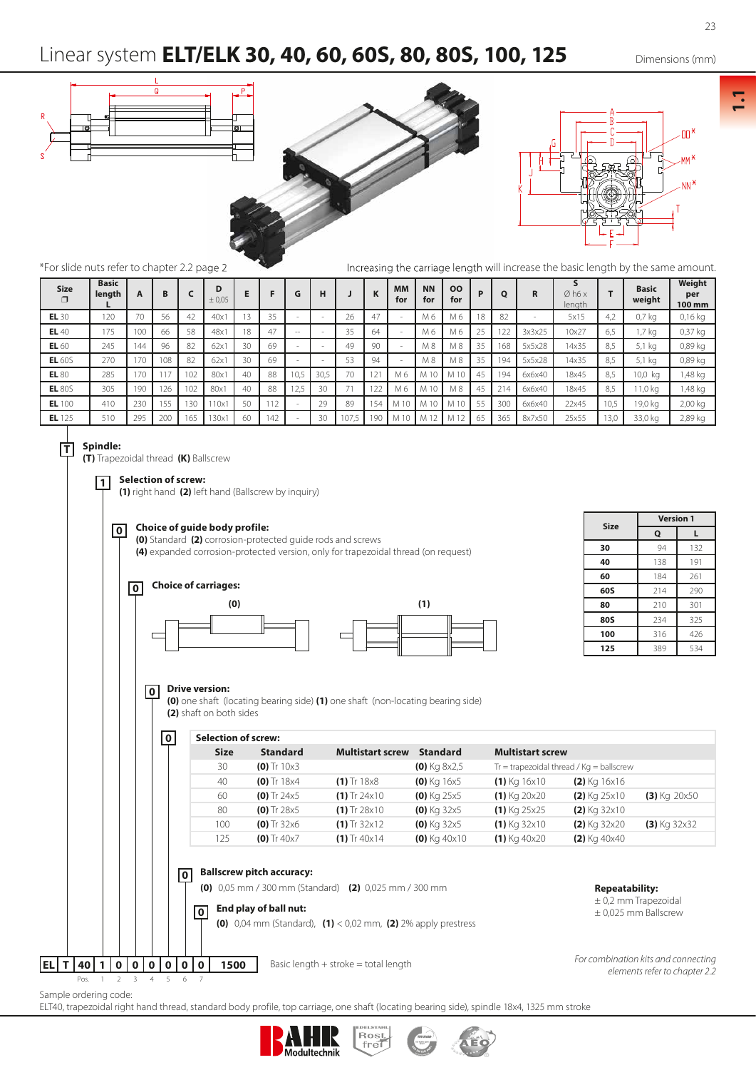# Linear system **ELT/ELK 30, 40, 60, 60S, 80, 80S, 100, 125**

Dimensions (mm)

*For slide nuts refer to chapter 2.2 page 2

Increasing the carriage length will increase the basic length by the same amount.

| Size ❐ | Basic length L | A | B | C | D ± 0,05 | E | F | G | H | J | K | MM for | NN for | OO for | P | Q | R | S Ø h6 x length | T | Basic weight | Weight per 100 mm |
|---|---|---|---|---|---|---|---|---|---|---|---|---|---|---|---|---|---|---|---|---|---|
| **EL** 30 | 120 | 70 | 56 | 42 | 40x1 | 13 | 35 | - | - | 26 | 47 | - | M 6 | M 6 | 18 | 82 | - | 5x15 | 4,2 | 0,7 kg | 0,16 kg |
| **EL** 40 | 175 | 100 | 66 | 58 | 48x1 | 18 | 47 | -- | - | 35 | 64 | - | M 6 | M 6 | 25 | 122 | 3x3x25 | 10x27 | 6,5 | 1,7 kg | 0,37 kg |
| **EL** 60 | 245 | 144 | 96 | 82 | 62x1 | 30 | 69 | - | - | 49 | 90 | - | M 8 | M 8 | 35 | 168 | 5x5x28 | 14x35 | 8,5 | 5,1 kg | 0,89 kg |
| **EL** 60S | 270 | 170 | 108 | 82 | 62x1 | 30 | 69 | - | - | 53 | 94 | - | M 8 | M 8 | 35 | 194 | 5x5x28 | 14x35 | 8,5 | 5,1 kg | 0,89 kg |
| **EL** 80 | 285 | 170 | 117 | 102 | 80x1 | 40 | 88 | 10,5 | 30,5 | 70 | 121 | M 6 | M 10 | M 10 | 45 | 194 | 6x6x40 | 18x45 | 8,5 | 10,0 kg | 1,48 kg |
| **EL** 80S | 305 | 190 | 126 | 102 | 80x1 | 40 | 88 | 12,5 | 30 | 71 | 122 | M 6 | M 10 | M 8 | 45 | 214 | 6x6x40 | 18x45 | 8,5 | 11,0 kg | 1,48 kg |
| **EL** 100 | 410 | 230 | 155 | 130 | 110x1 | 50 | 112 | - | 29 | 89 | 154 | M 10 | M 10 | M 10 | 55 | 300 | 6x6x40 | 22x45 | 10,5 | 19,0 kg | 2,00 kg |
| **EL** 125 | 510 | 295 | 200 | 165 | 130x1 | 60 | 142 | - | 30 | 107,5 | 190 | M 10 | M 12 | M 12 | 65 | 365 | 8x7x50 | 25x55 | 13,0 | 33,0 kg | 2,89 kg |

**T** **Spindle:**
**(T)** Trapezoidal thread **(K)** Ballscrew

**1** **Selection of screw:**
**(1)** right hand **(2)** left hand (Ballscrew by inquiry)

**0** **Choice of guide body profile:**
**(0)** Standard **(2)** corrosion-protected guide rods and screws
**(4)** expanded corrosion-protected version, only for trapezoidal thread (on request)

**0** **Choice of carriages:**

(0) (1)

| Size | Version 1 Q | L |
|---|---|---|
| **30** | 94 | 132 |
| **40** | 138 | 191 |
| **60** | 184 | 261 |
| **60S** | 214 | 290 |
| **80** | 210 | 301 |
| **80S** | 234 | 325 |
| **100** | 316 | 426 |
| **125** | 389 | 534 |

**0** **Drive version:**
**(0)** one shaft (locating bearing side) **(1)** one shaft (non-locating bearing side)
**(2)** shaft on both sides

**0** **Selection of screw:**

| Size | Standard | Multistart screw | Standard | Multistart screw | | |
|---|---|---|---|---|---|---|
| 30 | **(0)** Tr 10x3 | | **(0)** Kg 8x2,5 | Tr = trapezoidal thread / Kg = ballscrew | | |
| 40 | **(0)** Tr 18x4 | **(1)** Tr 18x8 | **(0)** Kg 16x5 | **(1)** Kg 16x10 | **(2)** Kg 16x16 | |
| 60 | **(0)** Tr 24x5 | **(1)** Tr 24x10 | **(0)** Kg 25x5 | **(1)** Kg 20x20 | **(2)** Kg 25x10 | **(3)** Kg 20x50 |
| 80 | **(0)** Tr 28x5 | **(1)** Tr 28x10 | **(0)** Kg 32x5 | **(1)** Kg 25x25 | **(2)** Kg 32x10 | |
| 100 | **(0)** Tr 32x6 | **(1)** Tr 32x12 | **(0)** Kg 32x5 | **(1)** Kg 32x10 | **(2)** Kg 32x20 | **(3)** Kg 32x32 |
| 125 | **(0)** Tr 40x7 | **(1)** Tr 40x14 | **(0)** Kg 40x10 | **(1)** Kg 40x20 | **(2)** Kg 40x40 | |

**0** **Ballscrew pitch accuracy:**
**(0)** 0,05 mm / 300 mm (Standard) **(2)** 0,025 mm / 300 mm

**0** **End play of ball nut:**
**(0)** 0,04 mm (Standard), **(1)** < 0,02 mm, **(2)** 2% apply prestress

**Repeatability:**
± 0,2 mm Trapezoidal
± 0,025 mm Ballscrew

| EL | T | 40 | 1 | 0 | 0 | 0 | 0 | 0 | 0 | 1500 |
|---|---|---|---|---|---|---|---|---|---|---|
| | | Pos. | 1 | 2 | 3 | 4 | 5 | 6 | 7 | |

Basic length + stroke = total length

*For combination kits and connecting elements refer to chapter 2.2*

Sample ordering code:
ELT40, trapezoidal right hand thread, standard body profile, top carriage, one shaft (locating bearing side), spindle 18x4, 1325 mm stroke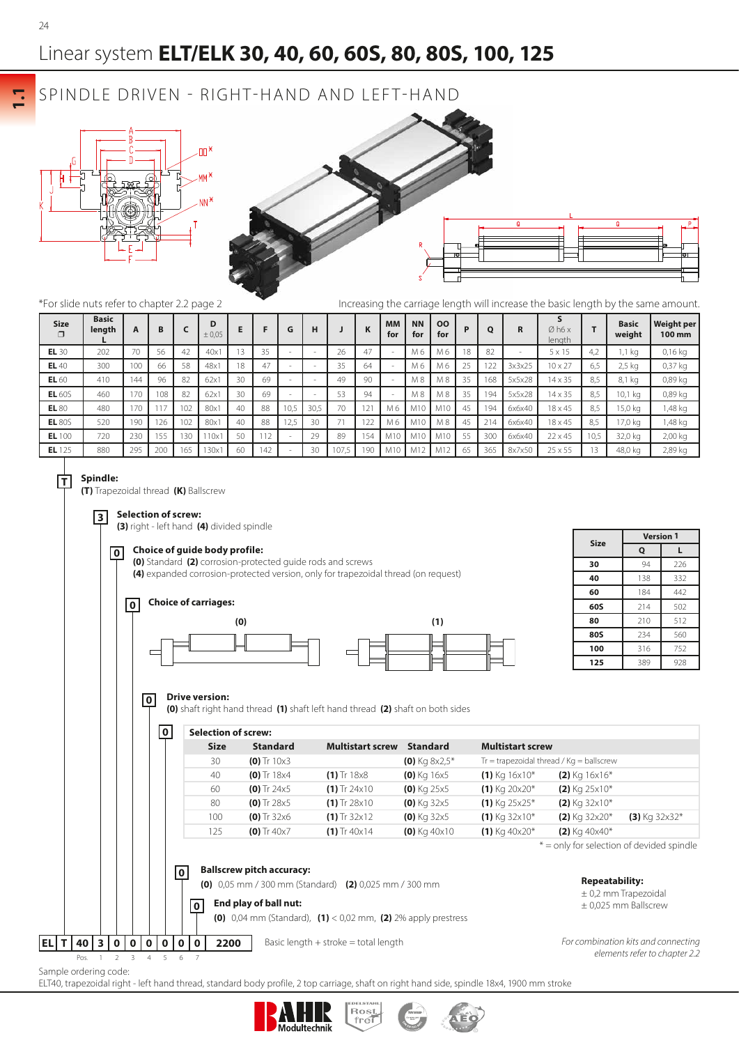# Linear system **ELT/ELK 30, 40, 60, 60S, 80, 80S, 100, 125**

## SPINDLE DRIVEN - RIGHT-HAND AND LEFT-HAND

*For slide nuts refer to chapter 2.2 page 2

Increasing the carriage length will increase the basic length by the same amount.

| Size □ | Basic length L | A | B | C | D ± 0,05 | E | F | G | H | J | K | MM for | NN for | OO for | P | Q | R | S Ø h6 x length | T | Basic weight | Weight per 100 mm |
|---|---|---|---|---|---|---|---|---|---|---|---|---|---|---|---|---|---|---|---|---|---|
| **EL** 30 | 202 | 70 | 56 | 42 | 40x1 | 13 | 35 | - | - | 26 | 47 | - | M 6 | M 6 | 18 | 82 | - | 5 x 15 | 4,2 | 1,1 kg | 0,16 kg |
| **EL** 40 | 300 | 100 | 66 | 58 | 48x1 | 18 | 47 | - | - | 35 | 64 | - | M 6 | M 6 | 25 | 122 | 3x3x25 | 10 x 27 | 6,5 | 2,5 kg | 0,37 kg |
| **EL** 60 | 410 | 144 | 96 | 82 | 62x1 | 30 | 69 | - | - | 49 | 90 | - | M 8 | M 8 | 35 | 168 | 5x5x28 | 14 x 35 | 8,5 | 8,1 kg | 0,89 kg |
| **EL** 60S | 460 | 170 | 108 | 82 | 62x1 | 30 | 69 | - | - | 53 | 94 | - | M 8 | M 8 | 35 | 194 | 5x5x28 | 14 x 35 | 8,5 | 10,1 kg | 0,89 kg |
| **EL** 80 | 480 | 170 | 117 | 102 | 80x1 | 40 | 88 | 10,5 | 30,5 | 70 | 121 | M 6 | M10 | M10 | 45 | 194 | 6x6x40 | 18 x 45 | 8,5 | 15,0 kg | 1,48 kg |
| **EL** 80S | 520 | 190 | 126 | 102 | 80x1 | 40 | 88 | 12,5 | 30 | 71 | 122 | M 6 | M10 | M 8 | 45 | 214 | 6x6x40 | 18 x 45 | 8,5 | 17,0 kg | 1,48 kg |
| **EL** 100 | 720 | 230 | 155 | 130 | 110x1 | 50 | 112 | - | 29 | 89 | 154 | M10 | M10 | M10 | 55 | 300 | 6x6x40 | 22 x 45 | 10,5 | 32,0 kg | 2,00 kg |
| **EL** 125 | 880 | 295 | 200 | 165 | 130x1 | 60 | 142 | - | 30 | 107,5 | 190 | M10 | M12 | M12 | 65 | 365 | 8x7x50 | 25 x 55 | 13 | 48,0 kg | 2,89 kg |

**T** **Spindle:**
**(T)** Trapezoidal thread **(K)** Ballscrew

**3** **Selection of screw:**
**(3)** right - left hand **(4)** divided spindle

**0** **Choice of guide body profile:**
**(0)** Standard **(2)** corrosion-protected guide rods and screws
**(4)** expanded corrosion-protected version, only for trapezoidal thread (on request)

**0** **Choice of carriages:**

(0) (1)

| Size | Version 1 | |
|---|---|---|
| | Q | L |
| **30** | 94 | 226 |
| **40** | 138 | 332 |
| **60** | 184 | 442 |
| **60S** | 214 | 502 |
| **80** | 210 | 512 |
| **80S** | 234 | 560 |
| **100** | 316 | 752 |
| **125** | 389 | 928 |

**0** **Drive version:**
**(0)** shaft right hand thread **(1)** shaft left hand thread **(2)** shaft on both sides

**0** **Selection of screw:**

| Size | Standard | Multistart screw | Standard | Multistart screw | | |
|---|---|---|---|---|---|---|
| 30 | **(0)** Tr 10x3 | | **(0)** Kg 8x2,5* | Tr = trapezoidal thread / Kg = ballscrew | | |
| 40 | **(0)** Tr 18x4 | **(1)** Tr 18x8 | **(0)** Kg 16x5 | **(1)** Kg 16x10* | **(2)** Kg 16x16* | |
| 60 | **(0)** Tr 24x5 | **(1)** Tr 24x10 | **(0)** Kg 25x5 | **(1)** Kg 20x20* | **(2)** Kg 25x10* | |
| 80 | **(0)** Tr 28x5 | **(1)** Tr 28x10 | **(0)** Kg 32x5 | **(1)** Kg 25x25* | **(2)** Kg 32x10* | |
| 100 | **(0)** Tr 32x6 | **(1)** Tr 32x12 | **(0)** Kg 32x5 | **(1)** Kg 32x10* | **(2)** Kg 32x20* | **(3)** Kg 32x32* |
| 125 | **(0)** Tr 40x7 | **(1)** Tr 40x14 | **(0)** Kg 40x10 | **(1)** Kg 40x20* | **(2)** Kg 40x40* | |

* = only for selection of devided spindle

**0** **Ballscrew pitch accuracy:**
**(0)** 0,05 mm / 300 mm (Standard) **(2)** 0,025 mm / 300 mm

**0** **End play of ball nut:**
**(0)** 0,04 mm (Standard), **(1)** < 0,02 mm, **(2)** 2% apply prestress

**Repeatability:**
± 0,2 mm Trapezoidal
± 0,025 mm Ballscrew

| EL | T | 40 | 3 | 0 | 0 | 0 | 0 | 0 | 0 | 2200 |
|---|---|---|---|---|---|---|---|---|---|---|
| Pos. | 1 | 2 | 3 | 4 | 5 | 6 | 7 | | | |

Basic length + stroke = total length

*For combination kits and connecting elements refer to chapter 2.2*

Sample ordering code:
ELT40, trapezoidal right - left hand thread, standard body profile, 2 top carriage, shaft on right hand side, spindle 18x4, 1900 mm stroke